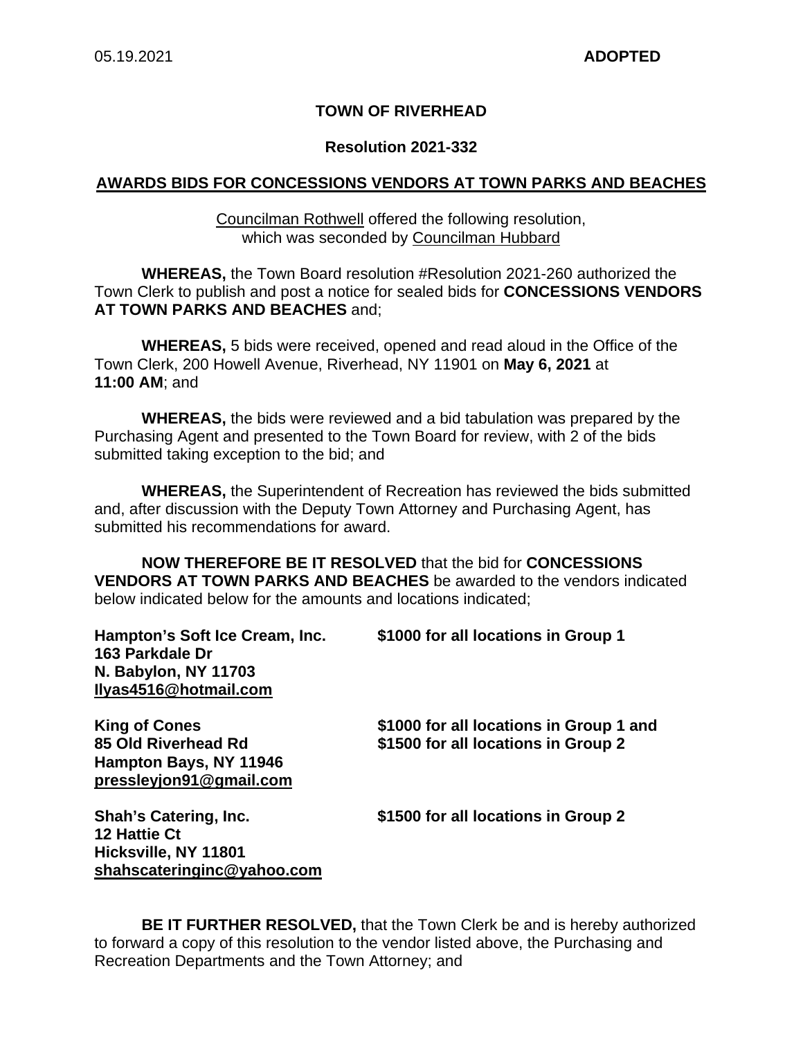05.19.2021 **ADOPTED**

# TOWN OF RIVERHEAD

## Resolution 2021-332

## AWARDS BIDS FOR CONCESSIONS VENDORS AT TOWN PARKS AND BEACHES

Councilman Rothwell offered the following resolution,
which was seconded by Councilman Hubbard

**WHEREAS,** the Town Board resolution #Resolution 2021-260 authorized the Town Clerk to publish and post a notice for sealed bids for **CONCESSIONS VENDORS AT TOWN PARKS AND BEACHES** and;

**WHEREAS,** 5 bids were received, opened and read aloud in the Office of the Town Clerk, 200 Howell Avenue, Riverhead, NY 11901 on **May 6, 2021** at **11:00 AM**; and

**WHEREAS,** the bids were reviewed and a bid tabulation was prepared by the Purchasing Agent and presented to the Town Board for review, with 2 of the bids submitted taking exception to the bid; and

**WHEREAS,** the Superintendent of Recreation has reviewed the bids submitted and, after discussion with the Deputy Town Attorney and Purchasing Agent, has submitted his recommendations for award.

**NOW THEREFORE BE IT RESOLVED** that the bid for **CONCESSIONS VENDORS AT TOWN PARKS AND BEACHES** be awarded to the vendors indicated below indicated below for the amounts and locations indicated;

| | |
|---|---|
| **Hampton's Soft Ice Cream, Inc.**<br>**163 Parkdale Dr**<br>**N. Babylon, NY 11703**<br>**Ilyas4516@hotmail.com** | **$1000 for all locations in Group 1** |
| **King of Cones**<br>**85 Old Riverhead Rd**<br>**Hampton Bays, NY 11946**<br>**pressleyjon91@gmail.com** | **$1000 for all locations in Group 1 and**<br>**$1500 for all locations in Group 2** |
| **Shah's Catering, Inc.**<br>**12 Hattie Ct**<br>**Hicksville, NY 11801**<br>**shahscateringinc@yahoo.com** | **$1500 for all locations in Group 2** |

**BE IT FURTHER RESOLVED,** that the Town Clerk be and is hereby authorized to forward a copy of this resolution to the vendor listed above, the Purchasing and Recreation Departments and the Town Attorney; and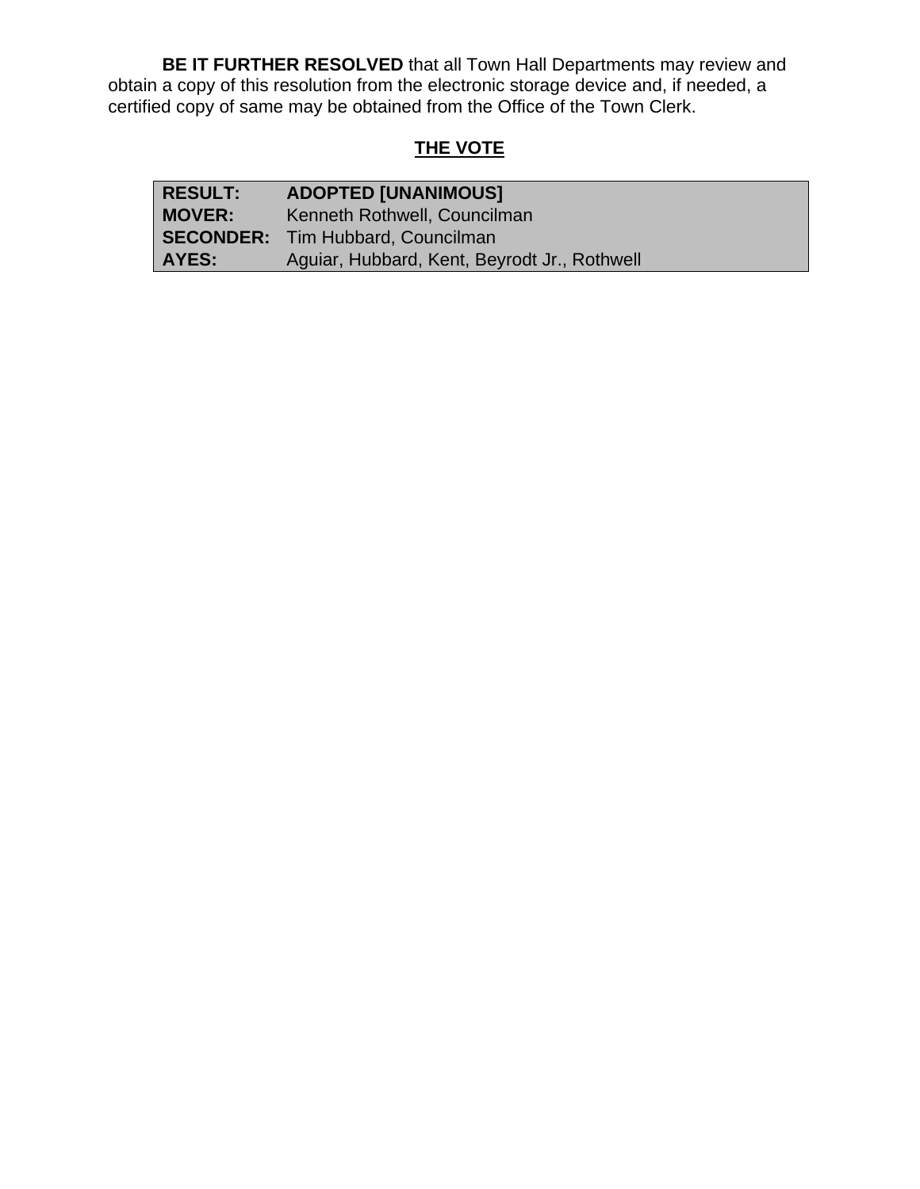**BE IT FURTHER RESOLVED** that all Town Hall Departments may review and obtain a copy of this resolution from the electronic storage device and, if needed, a certified copy of same may be obtained from the Office of the Town Clerk.

## THE VOTE

| | |
|---|---|
| **RESULT:** | **ADOPTED [UNANIMOUS]** |
| **MOVER:** | Kenneth Rothwell, Councilman |
| **SECONDER:** | Tim Hubbard, Councilman |
| **AYES:** | Aguiar, Hubbard, Kent, Beyrodt Jr., Rothwell |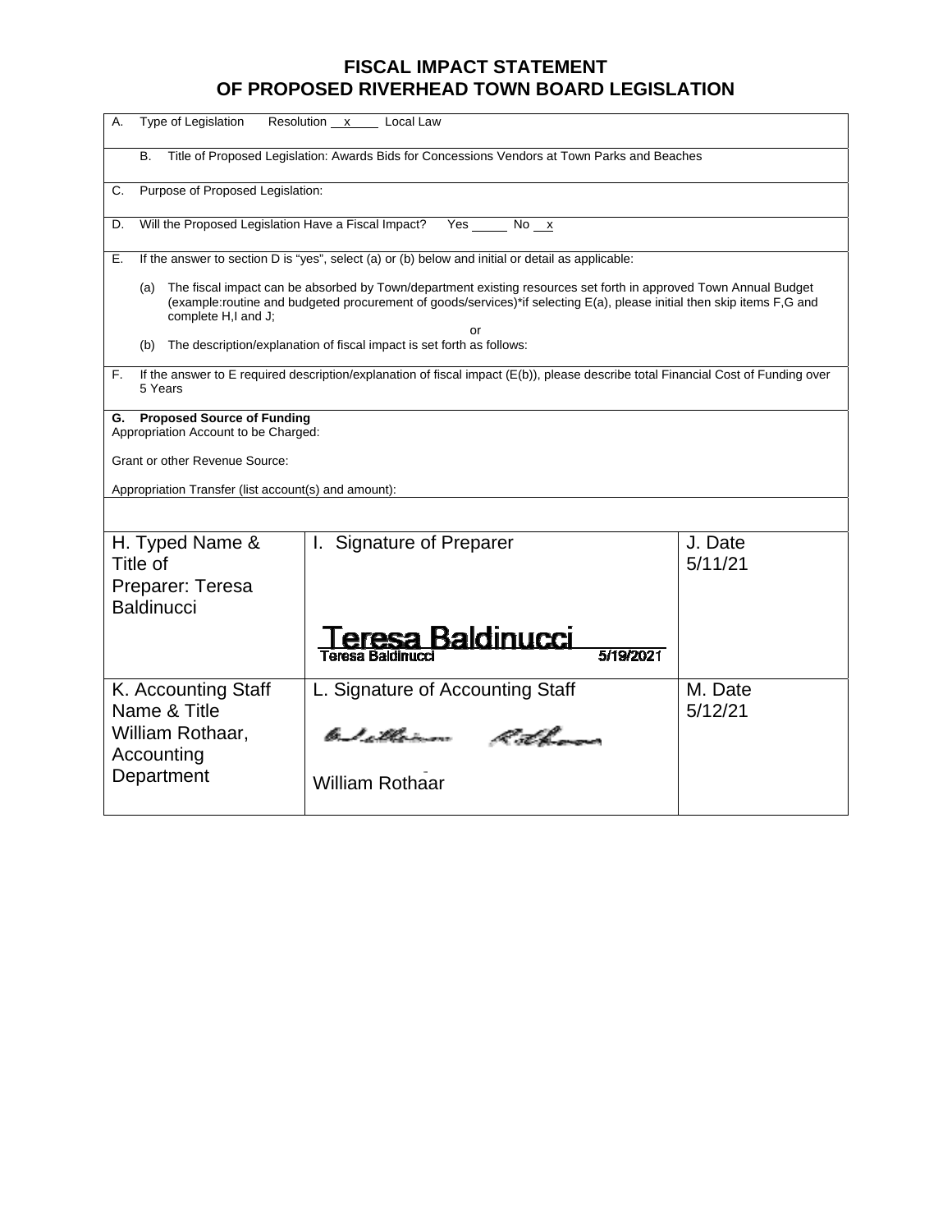# FISCAL IMPACT STATEMENT
# OF PROPOSED RIVERHEAD TOWN BOARD LEGISLATION

A. Type of Legislation Resolution x Local Law

B. Title of Proposed Legislation: Awards Bids for Concessions Vendors at Town Parks and Beaches

C. Purpose of Proposed Legislation:

D. Will the Proposed Legislation Have a Fiscal Impact? Yes ____ No x

E. If the answer to section D is "yes", select (a) or (b) below and initial or detail as applicable:

(a) The fiscal impact can be absorbed by Town/department existing resources set forth in approved Town Annual Budget (example:routine and budgeted procurement of goods/services)*if selecting E(a), please initial then skip items F,G and complete H,I and J;

or

(b) The description/explanation of fiscal impact is set forth as follows:

F. If the answer to E required description/explanation of fiscal impact (E(b)), please describe total Financial Cost of Funding over 5 Years

**G. Proposed Source of Funding**

Appropriation Account to be Charged:

Grant or other Revenue Source:

Appropriation Transfer (list account(s) and amount):

| | | |
|---|---|---|
| H. Typed Name & Title of Preparer: Teresa Baldinucci | I. Signature of Preparer<br>Teresa Baldinucci<br>Teresa Baldinucci 5/19/2021 | J. Date<br>5/11/21 |
| K. Accounting Staff Name & Title<br>William Rothaar, Accounting Department | L. Signature of Accounting Staff<br>William Rothaar | M. Date<br>5/12/21 |